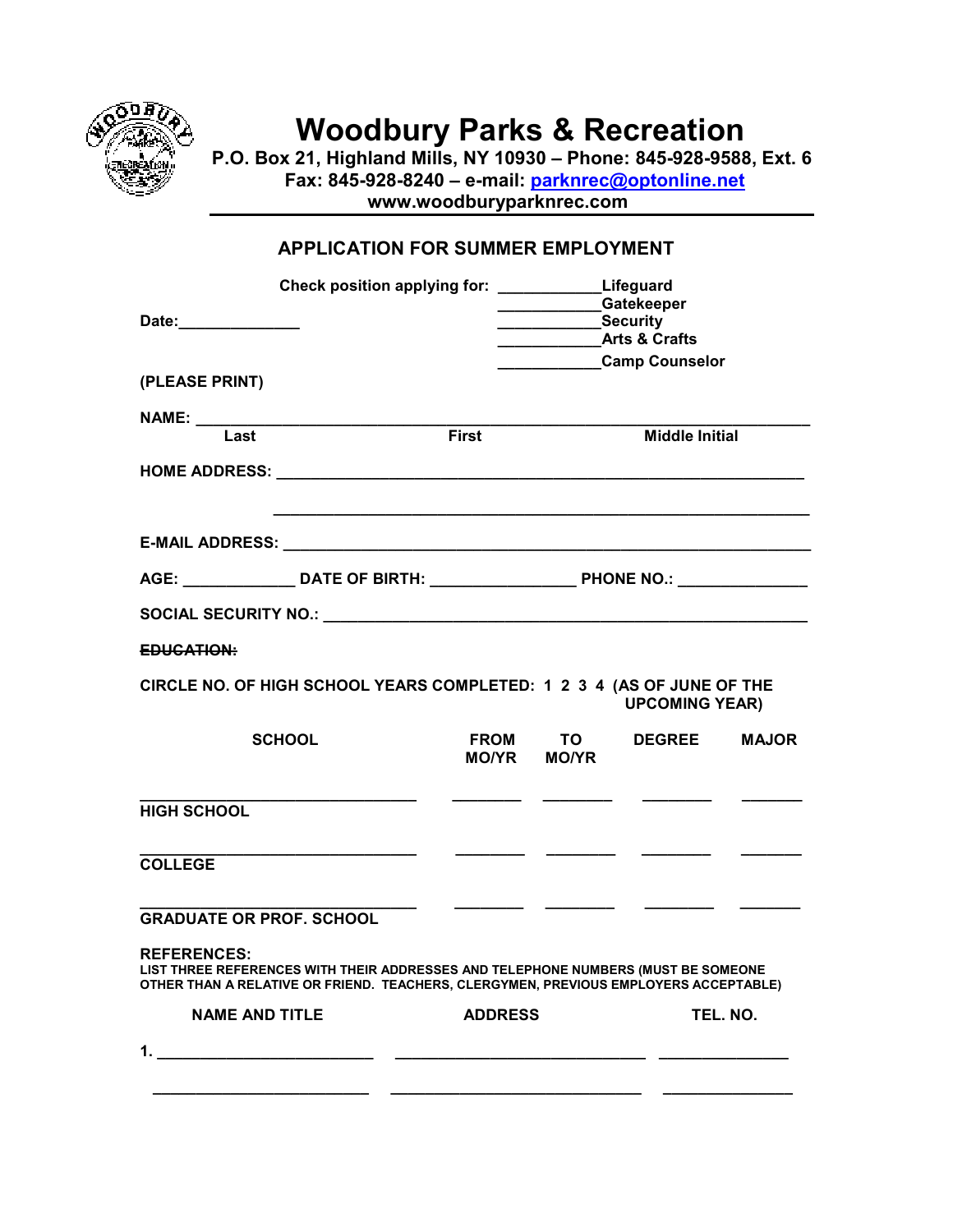# Woodbury Parks & Recreation

**P.O. Box 21, Highland Mills, NY 10930 – Phone: 845-928-9588, Ext. 6**
**Fax: 845-928-8240 – e-mail: parknrec@optonline.net**
**www.woodburyparknrec.com**

## APPLICATION FOR SUMMER EMPLOYMENT

**Check position applying for:**
____________Lifeguard
____________Gatekeeper
____________Security
____________Arts & Crafts
____________Camp Counselor

**Date:**______________

**(PLEASE PRINT)**

**NAME:** ______________________________________________________________
Last First Middle Initial

**HOME ADDRESS:** ______________________________________________________

______________________________________________________

**E-MAIL ADDRESS:** ______________________________________________________

**AGE:** ____________ **DATE OF BIRTH:** ________________ **PHONE NO.:** ______________

**SOCIAL SECURITY NO.:** ______________________________________________

~~**EDUCATION:**~~

**CIRCLE NO. OF HIGH SCHOOL YEARS COMPLETED: 1 2 3 4 (AS OF JUNE OF THE UPCOMING YEAR)**

| SCHOOL | FROM MO/YR | TO MO/YR | DEGREE | MAJOR |
|---|---|---|---|---|
| HIGH SCHOOL | | | | |
| COLLEGE | | | | |
| GRADUATE OR PROF. SCHOOL | | | | |

**REFERENCES:**
**LIST THREE REFERENCES WITH THEIR ADDRESSES AND TELEPHONE NUMBERS (MUST BE SOMEONE OTHER THAN A RELATIVE OR FRIEND. TEACHERS, CLERGYMEN, PREVIOUS EMPLOYERS ACCEPTABLE)**

| NAME AND TITLE | ADDRESS | TEL. NO. |
|---|---|---|
| 1. | | |
| | | |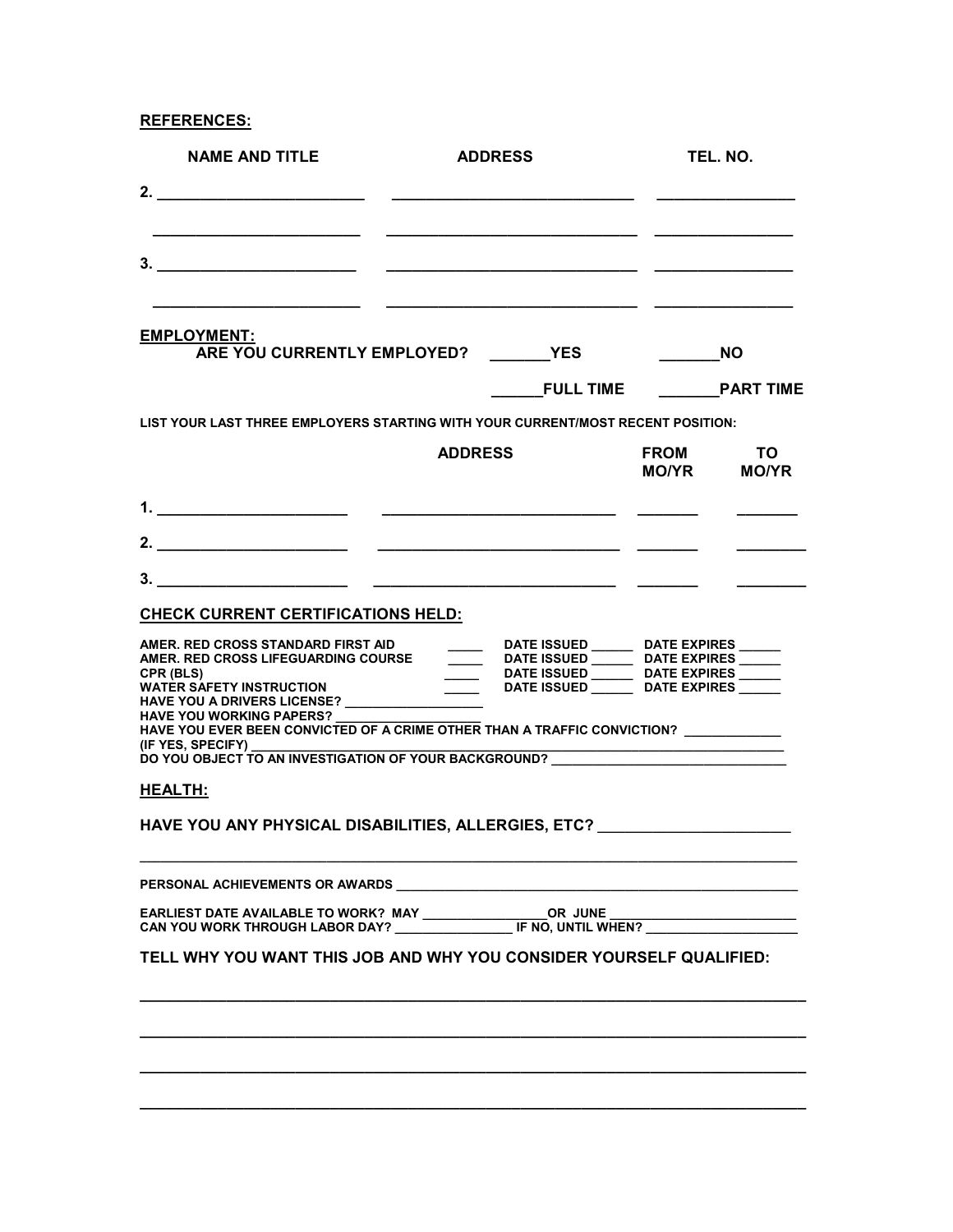**REFERENCES:**

| NAME AND TITLE | ADDRESS | TEL. NO. |
| --- | --- | --- |
| 2. ______________________ | __________________________ | ______________ |
| ______________________ | __________________________ | ______________ |
| 3. ______________________ | __________________________ | ______________ |
| ______________________ | __________________________ | ______________ |

**EMPLOYMENT:**

**ARE YOU CURRENTLY EMPLOYED? _______YES _______NO**

**______FULL TIME _______PART TIME**

**LIST YOUR LAST THREE EMPLOYERS STARTING WITH YOUR CURRENT/MOST RECENT POSITION:**

| | ADDRESS | FROM MO/YR | TO MO/YR |
| --- | --- | --- | --- |
| 1. ______________________ | __________________________ | _______ | _______ |
| 2. ______________________ | __________________________ | _______ | _______ |
| 3. ______________________ | __________________________ | _______ | _______ |

**CHECK CURRENT CERTIFICATIONS HELD:**

| | | | |
| --- | --- | --- | --- |
| AMER. RED CROSS STANDARD FIRST AID | _____ | DATE ISSUED ______ | DATE EXPIRES ______ |
| AMER. RED CROSS LIFEGUARDING COURSE | _____ | DATE ISSUED ______ | DATE EXPIRES ______ |
| CPR (BLS) | _____ | DATE ISSUED ______ | DATE EXPIRES ______ |
| WATER SAFETY INSTRUCTION | _____ | DATE ISSUED ______ | DATE EXPIRES ______ |

HAVE YOU A DRIVERS LICENSE? __________________

HAVE YOU WORKING PAPERS? __________________

HAVE YOU EVER BEEN CONVICTED OF A CRIME OTHER THAN A TRAFFIC CONVICTION? _____________

(IF YES, SPECIFY) ______________________________________________________________

DO YOU OBJECT TO AN INVESTIGATION OF YOUR BACKGROUND? ______________________________

**HEALTH:**

**HAVE YOU ANY PHYSICAL DISABILITIES, ALLERGIES, ETC? ______________________**

______________________________________________________________________________

PERSONAL ACHIEVEMENTS OR AWARDS ____________________________________________________

EARLIEST DATE AVAILABLE TO WORK? MAY _________________OR JUNE _______________________

CAN YOU WORK THROUGH LABOR DAY? ________________ IF NO, UNTIL WHEN? ____________________

**TELL WHY YOU WANT THIS JOB AND WHY YOU CONSIDER YOURSELF QUALIFIED:**

______________________________________________________________________________

______________________________________________________________________________

______________________________________________________________________________

______________________________________________________________________________